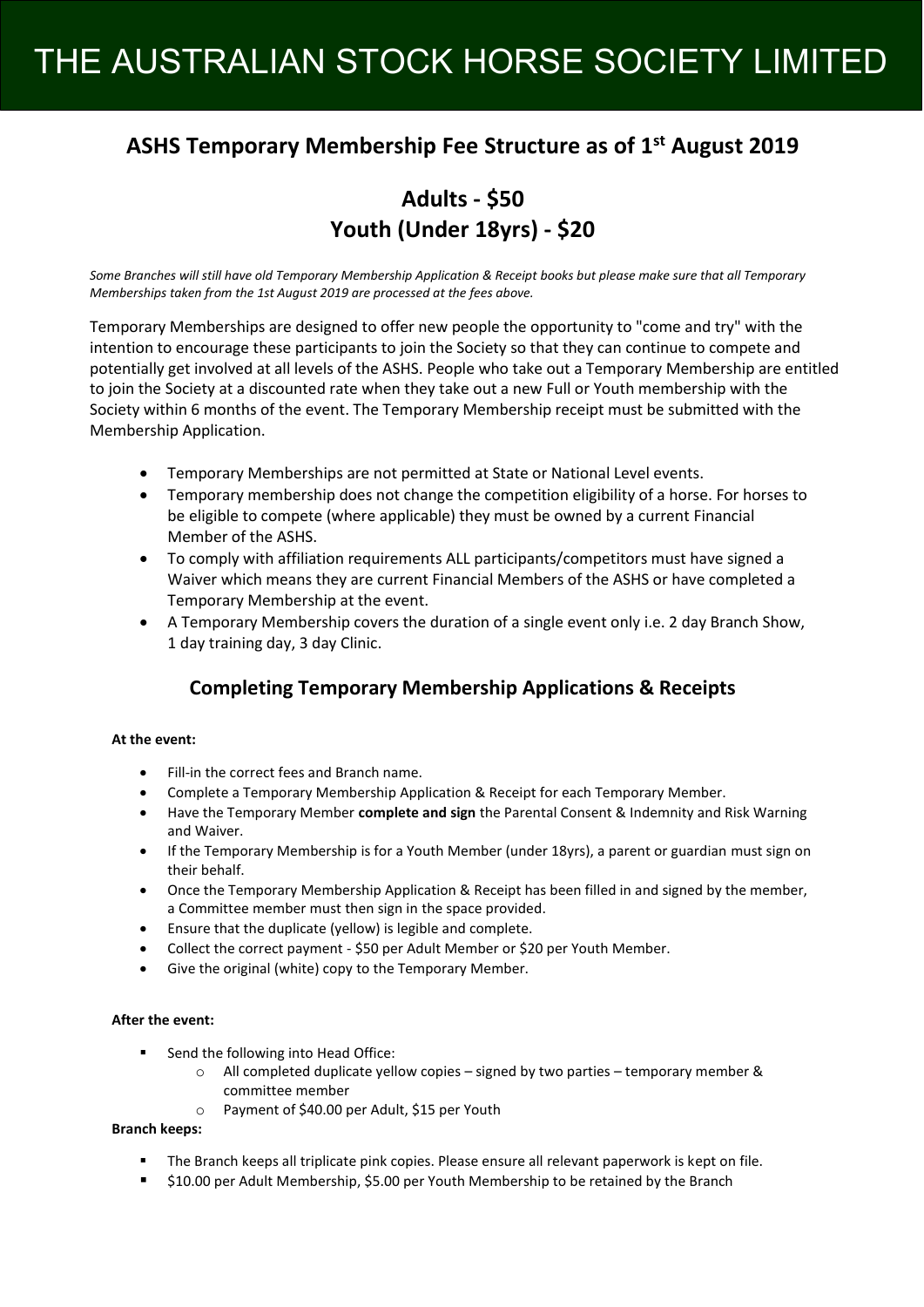# THE AUSTRALIAN STOCK HORSE SOCIETY LIMITED

## ASHS Temporary Membership Fee Structure as of 1st August 2019

## Adults - $50
## Youth (Under 18yrs) - $20

*Some Branches will still have old Temporary Membership Application & Receipt books but please make sure that all Temporary Memberships taken from the 1st August 2019 are processed at the fees above.*

Temporary Memberships are designed to offer new people the opportunity to "come and try" with the intention to encourage these participants to join the Society so that they can continue to compete and potentially get involved at all levels of the ASHS. People who take out a Temporary Membership are entitled to join the Society at a discounted rate when they take out a new Full or Youth membership with the Society within 6 months of the event. The Temporary Membership receipt must be submitted with the Membership Application.

- Temporary Memberships are not permitted at State or National Level events.
- Temporary membership does not change the competition eligibility of a horse. For horses to be eligible to compete (where applicable) they must be owned by a current Financial Member of the ASHS.
- To comply with affiliation requirements ALL participants/competitors must have signed a Waiver which means they are current Financial Members of the ASHS or have completed a Temporary Membership at the event.
- A Temporary Membership covers the duration of a single event only i.e. 2 day Branch Show, 1 day training day, 3 day Clinic.

## Completing Temporary Membership Applications & Receipts

**At the event:**

- Fill-in the correct fees and Branch name.
- Complete a Temporary Membership Application & Receipt for each Temporary Member.
- Have the Temporary Member **complete and sign** the Parental Consent & Indemnity and Risk Warning and Waiver.
- If the Temporary Membership is for a Youth Member (under 18yrs), a parent or guardian must sign on their behalf.
- Once the Temporary Membership Application & Receipt has been filled in and signed by the member, a Committee member must then sign in the space provided.
- Ensure that the duplicate (yellow) is legible and complete.
- Collect the correct payment - $50 per Adult Member or $20 per Youth Member.
- Give the original (white) copy to the Temporary Member.

**After the event:**

- Send the following into Head Office:
  - All completed duplicate yellow copies – signed by two parties – temporary member & committee member
  - Payment of $40.00 per Adult, $15 per Youth

**Branch keeps:**

- The Branch keeps all triplicate pink copies. Please ensure all relevant paperwork is kept on file.
- $10.00 per Adult Membership, $5.00 per Youth Membership to be retained by the Branch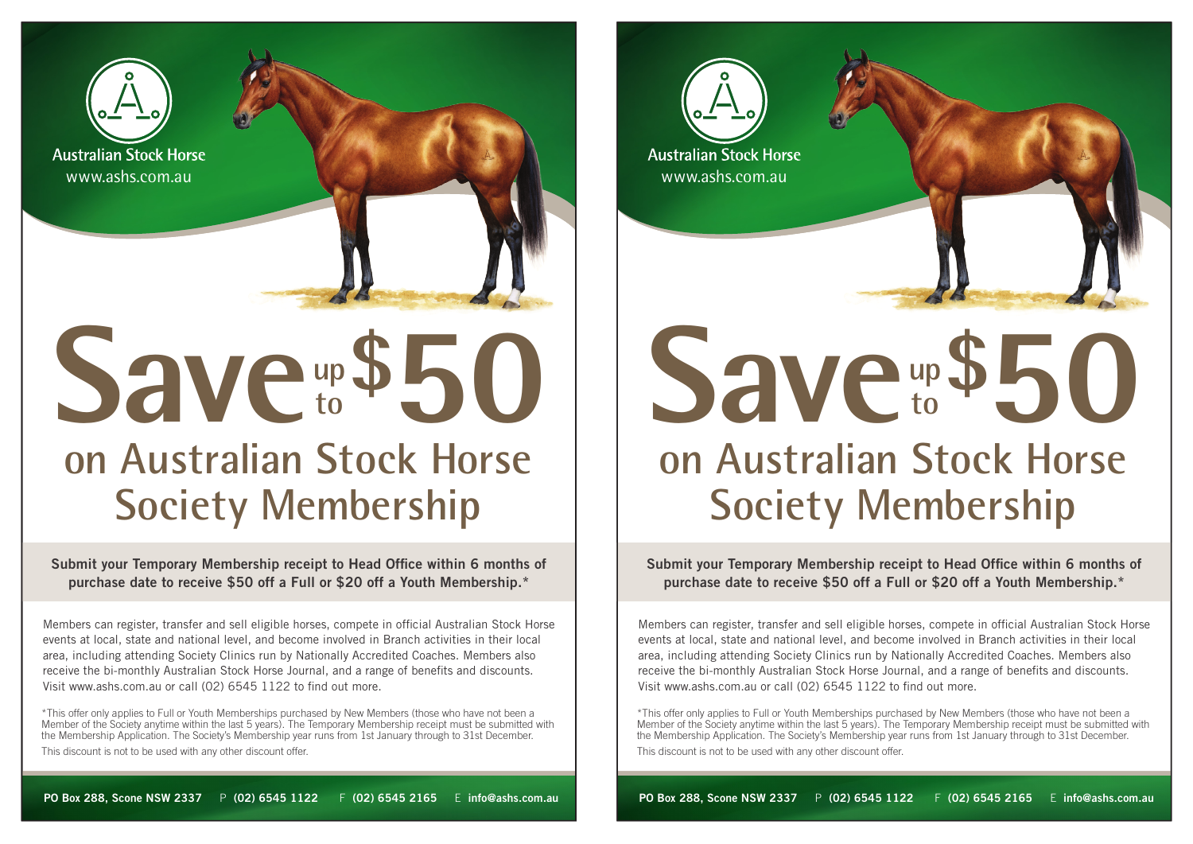Australian Stock Horse
www.ashs.com.au

# Save up to $50

## on Australian Stock Horse Society Membership

**Submit your Temporary Membership receipt to Head Office within 6 months of purchase date to receive $50 off a Full or $20 off a Youth Membership.***

Members can register, transfer and sell eligible horses, compete in official Australian Stock Horse events at local, state and national level, and become involved in Branch activities in their local area, including attending Society Clinics run by Nationally Accredited Coaches. Members also receive the bi-monthly Australian Stock Horse Journal, and a range of benefits and discounts. Visit www.ashs.com.au or call (02) 6545 1122 to find out more.

*This offer only applies to Full or Youth Memberships purchased by New Members (those who have not been a Member of the Society anytime within the last 5 years). The Temporary Membership receipt must be submitted with the Membership Application. The Society's Membership year runs from 1st January through to 31st December.

This discount is not to be used with any other discount offer.

**PO Box 288, Scone NSW 2337** P **(02) 6545 1122** F **(02) 6545 2165** E **info@ashs.com.au**

---

Australian Stock Horse
www.ashs.com.au

# Save up to $50

## on Australian Stock Horse Society Membership

**Submit your Temporary Membership receipt to Head Office within 6 months of purchase date to receive $50 off a Full or $20 off a Youth Membership.***

Members can register, transfer and sell eligible horses, compete in official Australian Stock Horse events at local, state and national level, and become involved in Branch activities in their local area, including attending Society Clinics run by Nationally Accredited Coaches. Members also receive the bi-monthly Australian Stock Horse Journal, and a range of benefits and discounts. Visit www.ashs.com.au or call (02) 6545 1122 to find out more.

*This offer only applies to Full or Youth Memberships purchased by New Members (those who have not been a Member of the Society anytime within the last 5 years). The Temporary Membership receipt must be submitted with the Membership Application. The Society's Membership year runs from 1st January through to 31st December.

This discount is not to be used with any other discount offer.

**PO Box 288, Scone NSW 2337** P **(02) 6545 1122** F **(02) 6545 2165** E **info@ashs.com.au**